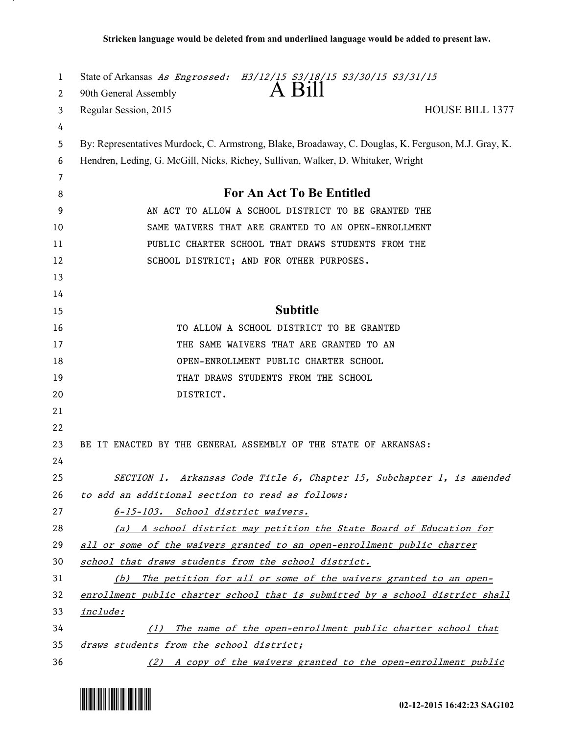**Stricken language would be deleted from and underlined language would be added to present law.**

State of Arkansas *As Engrossed: H3/12/15 S3/18/15 S3/30/15 S3/31/15*
90th General Assembly
# A Bill
Regular Session, 2015 HOUSE BILL 1377

By: Representatives Murdock, C. Armstrong, Blake, Broadaway, C. Douglas, K. Ferguson, M.J. Gray, K. Hendren, Leding, G. McGill, Nicks, Richey, Sullivan, Walker, D. Whitaker, Wright

## For An Act To Be Entitled

AN ACT TO ALLOW A SCHOOL DISTRICT TO BE GRANTED THE SAME WAIVERS THAT ARE GRANTED TO AN OPEN-ENROLLMENT PUBLIC CHARTER SCHOOL THAT DRAWS STUDENTS FROM THE SCHOOL DISTRICT; AND FOR OTHER PURPOSES.

## Subtitle

TO ALLOW A SCHOOL DISTRICT TO BE GRANTED THE SAME WAIVERS THAT ARE GRANTED TO AN OPEN-ENROLLMENT PUBLIC CHARTER SCHOOL THAT DRAWS STUDENTS FROM THE SCHOOL DISTRICT.

BE IT ENACTED BY THE GENERAL ASSEMBLY OF THE STATE OF ARKANSAS:

*SECTION 1. Arkansas Code Title 6, Chapter 15, Subchapter 1, is amended to add an additional section to read as follows:*

*6-15-103. School district waivers.*

*(a) A school district may petition the State Board of Education for all or some of the waivers granted to an open-enrollment public charter school that draws students from the school district.*

*(b) The petition for all or some of the waivers granted to an open-enrollment public charter school that is submitted by a school district shall include:*

*(1) The name of the open-enrollment public charter school that draws students from the school district;*

*(2) A copy of the waivers granted to the open-enrollment public*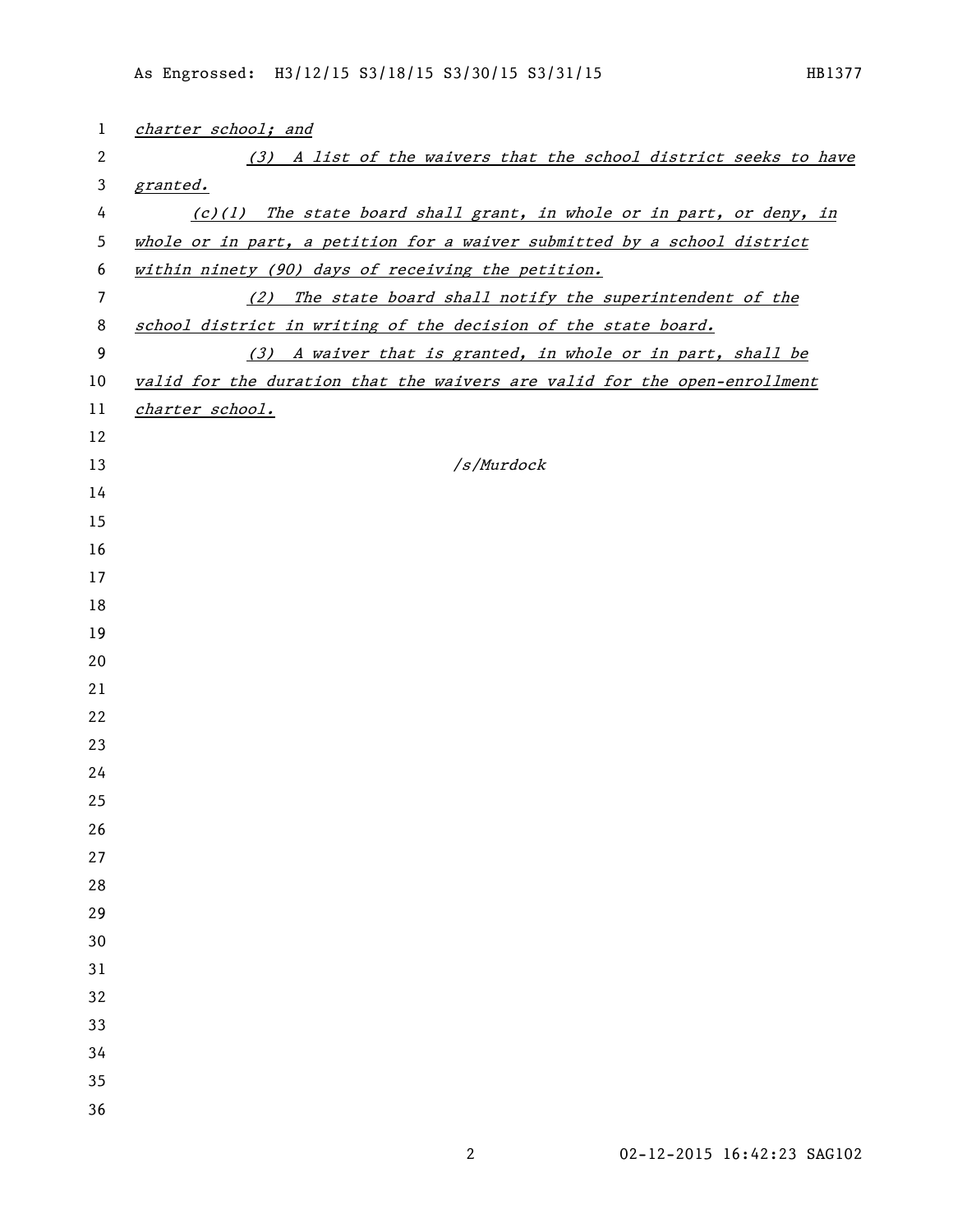*charter school; and*

*(3) A list of the waivers that the school district seeks to have granted.*

*(c)(1) The state board shall grant, in whole or in part, or deny, in whole or in part, a petition for a waiver submitted by a school district within ninety (90) days of receiving the petition.*

*(2) The state board shall notify the superintendent of the school district in writing of the decision of the state board.*

*(3) A waiver that is granted, in whole or in part, shall be valid for the duration that the waivers are valid for the open-enrollment charter school.*

/s/Murdock